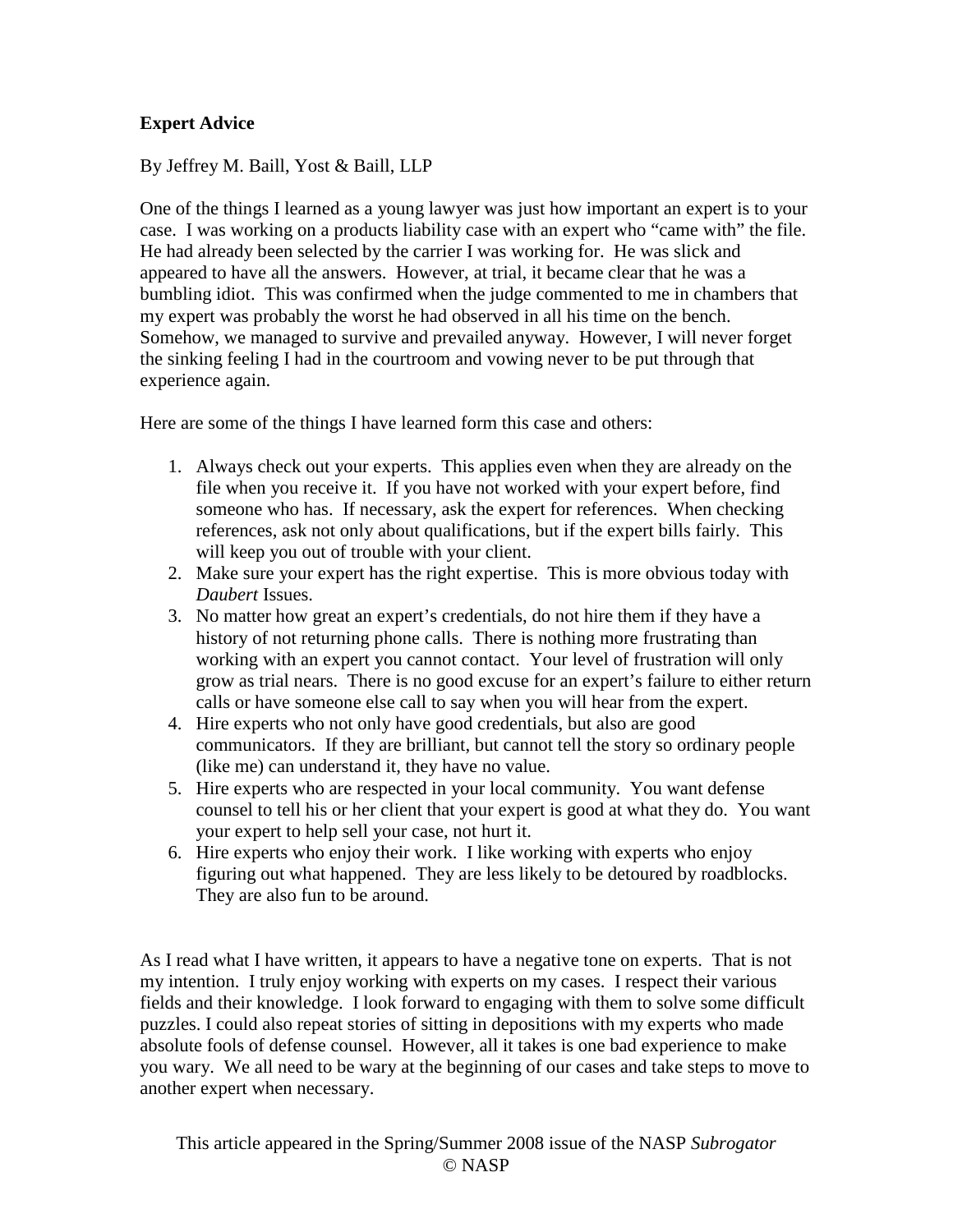**Expert Advice**

By Jeffrey M. Baill, Yost & Baill, LLP

One of the things I learned as a young lawyer was just how important an expert is to your case. I was working on a products liability case with an expert who "came with" the file. He had already been selected by the carrier I was working for. He was slick and appeared to have all the answers. However, at trial, it became clear that he was a bumbling idiot. This was confirmed when the judge commented to me in chambers that my expert was probably the worst he had observed in all his time on the bench. Somehow, we managed to survive and prevailed anyway. However, I will never forget the sinking feeling I had in the courtroom and vowing never to be put through that experience again.

Here are some of the things I have learned form this case and others:

1. Always check out your experts. This applies even when they are already on the file when you receive it. If you have not worked with your expert before, find someone who has. If necessary, ask the expert for references. When checking references, ask not only about qualifications, but if the expert bills fairly. This will keep you out of trouble with your client.
2. Make sure your expert has the right expertise. This is more obvious today with *Daubert* Issues.
3. No matter how great an expert's credentials, do not hire them if they have a history of not returning phone calls. There is nothing more frustrating than working with an expert you cannot contact. Your level of frustration will only grow as trial nears. There is no good excuse for an expert's failure to either return calls or have someone else call to say when you will hear from the expert.
4. Hire experts who not only have good credentials, but also are good communicators. If they are brilliant, but cannot tell the story so ordinary people (like me) can understand it, they have no value.
5. Hire experts who are respected in your local community. You want defense counsel to tell his or her client that your expert is good at what they do. You want your expert to help sell your case, not hurt it.
6. Hire experts who enjoy their work. I like working with experts who enjoy figuring out what happened. They are less likely to be detoured by roadblocks. They are also fun to be around.

As I read what I have written, it appears to have a negative tone on experts. That is not my intention. I truly enjoy working with experts on my cases. I respect their various fields and their knowledge. I look forward to engaging with them to solve some difficult puzzles. I could also repeat stories of sitting in depositions with my experts who made absolute fools of defense counsel. However, all it takes is one bad experience to make you wary. We all need to be wary at the beginning of our cases and take steps to move to another expert when necessary.

This article appeared in the Spring/Summer 2008 issue of the NASP *Subrogator*
© NASP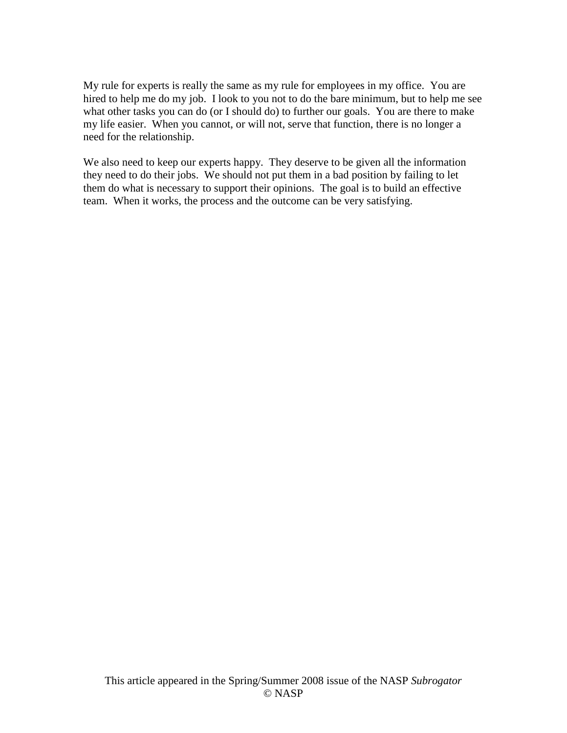My rule for experts is really the same as my rule for employees in my office. You are hired to help me do my job. I look to you not to do the bare minimum, but to help me see what other tasks you can do (or I should do) to further our goals. You are there to make my life easier. When you cannot, or will not, serve that function, there is no longer a need for the relationship.

We also need to keep our experts happy. They deserve to be given all the information they need to do their jobs. We should not put them in a bad position by failing to let them do what is necessary to support their opinions. The goal is to build an effective team. When it works, the process and the outcome can be very satisfying.

This article appeared in the Spring/Summer 2008 issue of the NASP *Subrogator*
© NASP